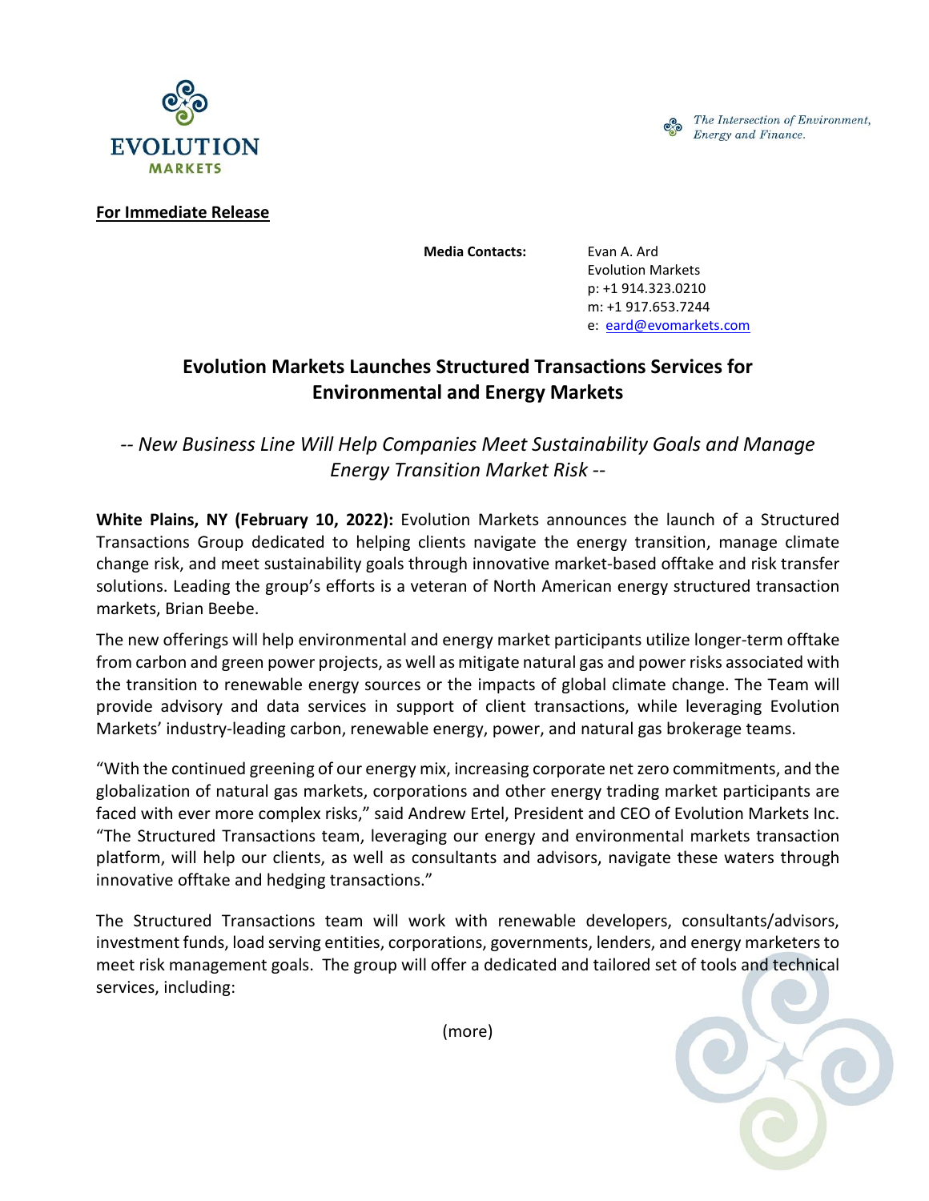**For Immediate Release**

**Media Contacts:** Evan A. Ard
Evolution Markets
p: +1 914.323.0210
m: +1 917.653.7244
e: eard@evomarkets.com

# Evolution Markets Launches Structured Transactions Services for Environmental and Energy Markets

*-- New Business Line Will Help Companies Meet Sustainability Goals and Manage Energy Transition Market Risk --*

**White Plains, NY (February 10, 2022):** Evolution Markets announces the launch of a Structured Transactions Group dedicated to helping clients navigate the energy transition, manage climate change risk, and meet sustainability goals through innovative market-based offtake and risk transfer solutions. Leading the group's efforts is a veteran of North American energy structured transaction markets, Brian Beebe.

The new offerings will help environmental and energy market participants utilize longer-term offtake from carbon and green power projects, as well as mitigate natural gas and power risks associated with the transition to renewable energy sources or the impacts of global climate change. The Team will provide advisory and data services in support of client transactions, while leveraging Evolution Markets' industry-leading carbon, renewable energy, power, and natural gas brokerage teams.

"With the continued greening of our energy mix, increasing corporate net zero commitments, and the globalization of natural gas markets, corporations and other energy trading market participants are faced with ever more complex risks," said Andrew Ertel, President and CEO of Evolution Markets Inc. "The Structured Transactions team, leveraging our energy and environmental markets transaction platform, will help our clients, as well as consultants and advisors, navigate these waters through innovative offtake and hedging transactions."

The Structured Transactions team will work with renewable developers, consultants/advisors, investment funds, load serving entities, corporations, governments, lenders, and energy marketers to meet risk management goals. The group will offer a dedicated and tailored set of tools and technical services, including:

(more)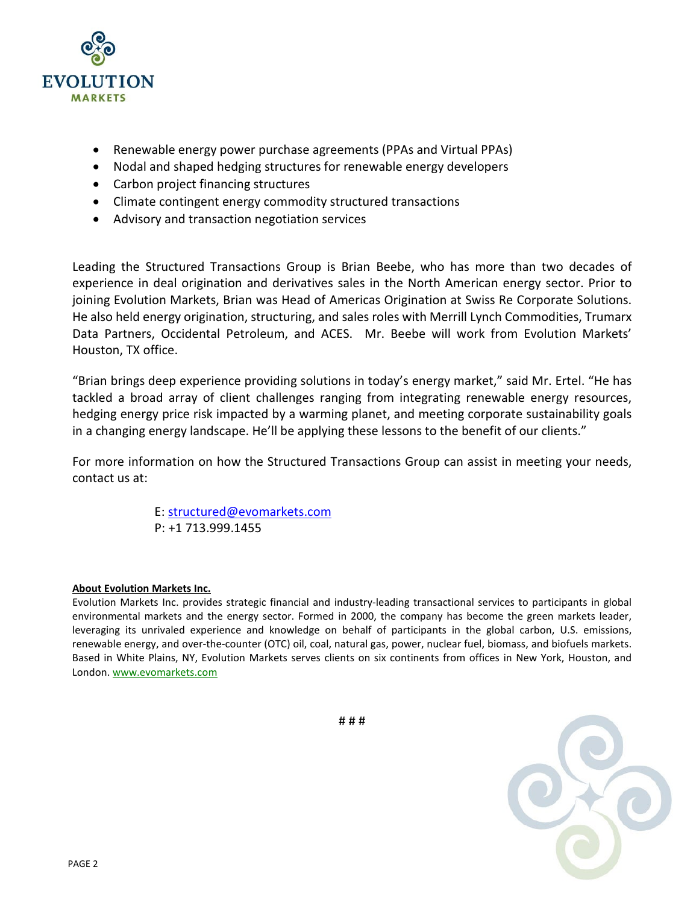- Renewable energy power purchase agreements (PPAs and Virtual PPAs)
- Nodal and shaped hedging structures for renewable energy developers
- Carbon project financing structures
- Climate contingent energy commodity structured transactions
- Advisory and transaction negotiation services

Leading the Structured Transactions Group is Brian Beebe, who has more than two decades of experience in deal origination and derivatives sales in the North American energy sector. Prior to joining Evolution Markets, Brian was Head of Americas Origination at Swiss Re Corporate Solutions. He also held energy origination, structuring, and sales roles with Merrill Lynch Commodities, Trumarx Data Partners, Occidental Petroleum, and ACES. Mr. Beebe will work from Evolution Markets' Houston, TX office.

"Brian brings deep experience providing solutions in today's energy market," said Mr. Ertel. "He has tackled a broad array of client challenges ranging from integrating renewable energy resources, hedging energy price risk impacted by a warming planet, and meeting corporate sustainability goals in a changing energy landscape. He'll be applying these lessons to the benefit of our clients."

For more information on how the Structured Transactions Group can assist in meeting your needs, contact us at:

E: structured@evomarkets.com
P: +1 713.999.1455

**About Evolution Markets Inc.**

Evolution Markets Inc. provides strategic financial and industry-leading transactional services to participants in global environmental markets and the energy sector. Formed in 2000, the company has become the green markets leader, leveraging its unrivaled experience and knowledge on behalf of participants in the global carbon, U.S. emissions, renewable energy, and over-the-counter (OTC) oil, coal, natural gas, power, nuclear fuel, biomass, and biofuels markets. Based in White Plains, NY, Evolution Markets serves clients on six continents from offices in New York, Houston, and London. www.evomarkets.com

# # #